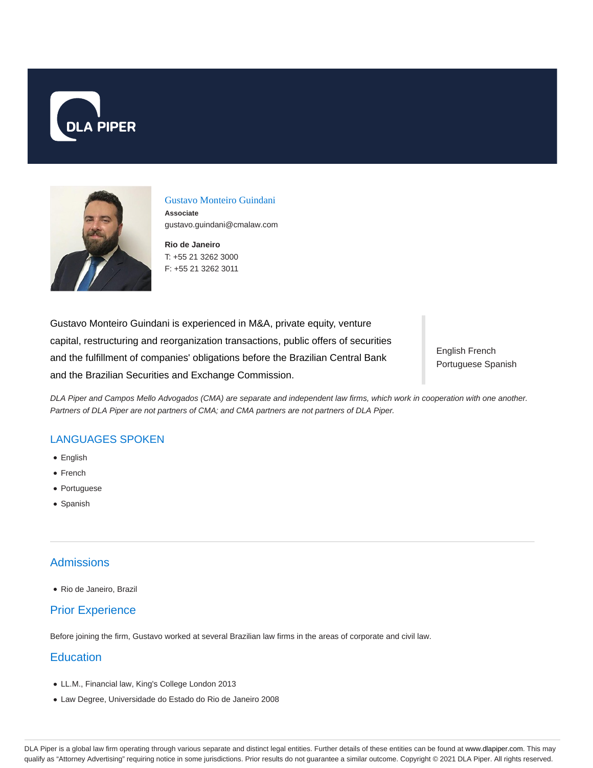DLA PIPER

## Gustavo Monteiro Guindani

**Associate**
gustavo.guindani@cmalaw.com

**Rio de Janeiro**
T: +55 21 3262 3000
F: +55 21 3262 3011

Gustavo Monteiro Guindani is experienced in M&A, private equity, venture capital, restructuring and reorganization transactions, public offers of securities and the fulfillment of companies' obligations before the Brazilian Central Bank and the Brazilian Securities and Exchange Commission.

English French
Portuguese Spanish

*DLA Piper and Campos Mello Advogados (CMA) are separate and independent law firms, which work in cooperation with one another. Partners of DLA Piper are not partners of CMA; and CMA partners are not partners of DLA Piper.*

## LANGUAGES SPOKEN

- English
- French
- Portuguese
- Spanish

## Admissions

- Rio de Janeiro, Brazil

## Prior Experience

Before joining the firm, Gustavo worked at several Brazilian law firms in the areas of corporate and civil law.

## Education

- LL.M., Financial law, King's College London 2013
- Law Degree, Universidade do Estado do Rio de Janeiro 2008

DLA Piper is a global law firm operating through various separate and distinct legal entities. Further details of these entities can be found at www.dlapiper.com. This may qualify as "Attorney Advertising" requiring notice in some jurisdictions. Prior results do not guarantee a similar outcome. Copyright © 2021 DLA Piper. All rights reserved.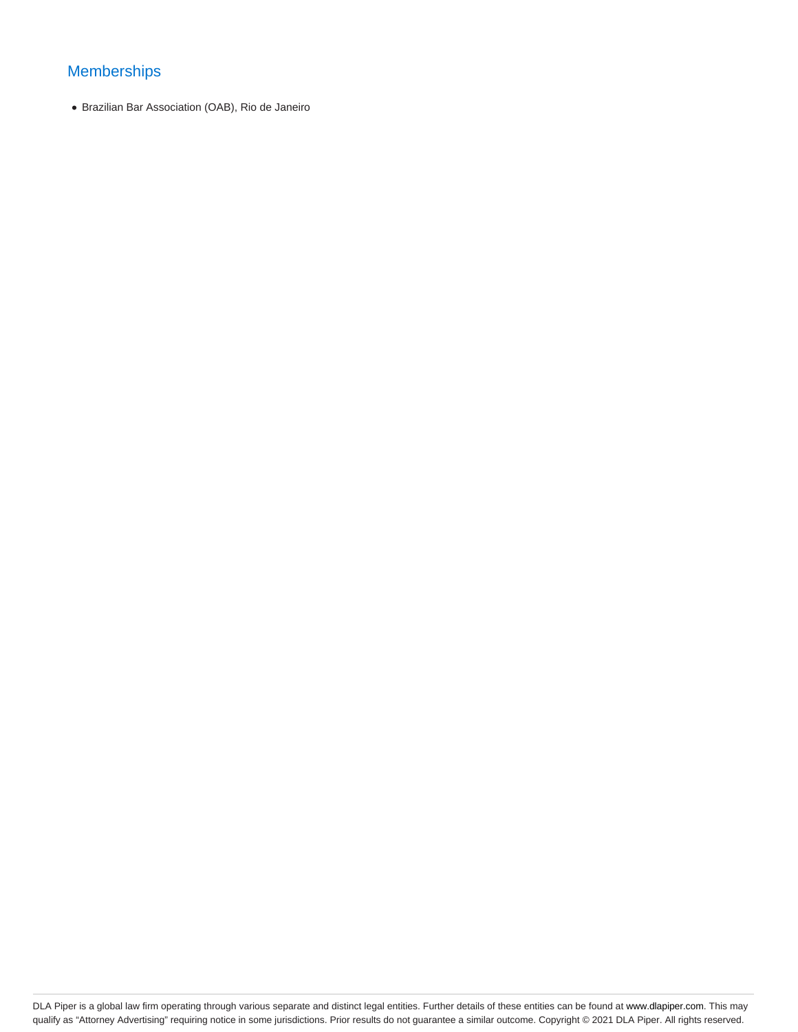## Memberships

- Brazilian Bar Association (OAB), Rio de Janeiro

DLA Piper is a global law firm operating through various separate and distinct legal entities. Further details of these entities can be found at www.dlapiper.com. This may qualify as "Attorney Advertising" requiring notice in some jurisdictions. Prior results do not guarantee a similar outcome. Copyright © 2021 DLA Piper. All rights reserved.